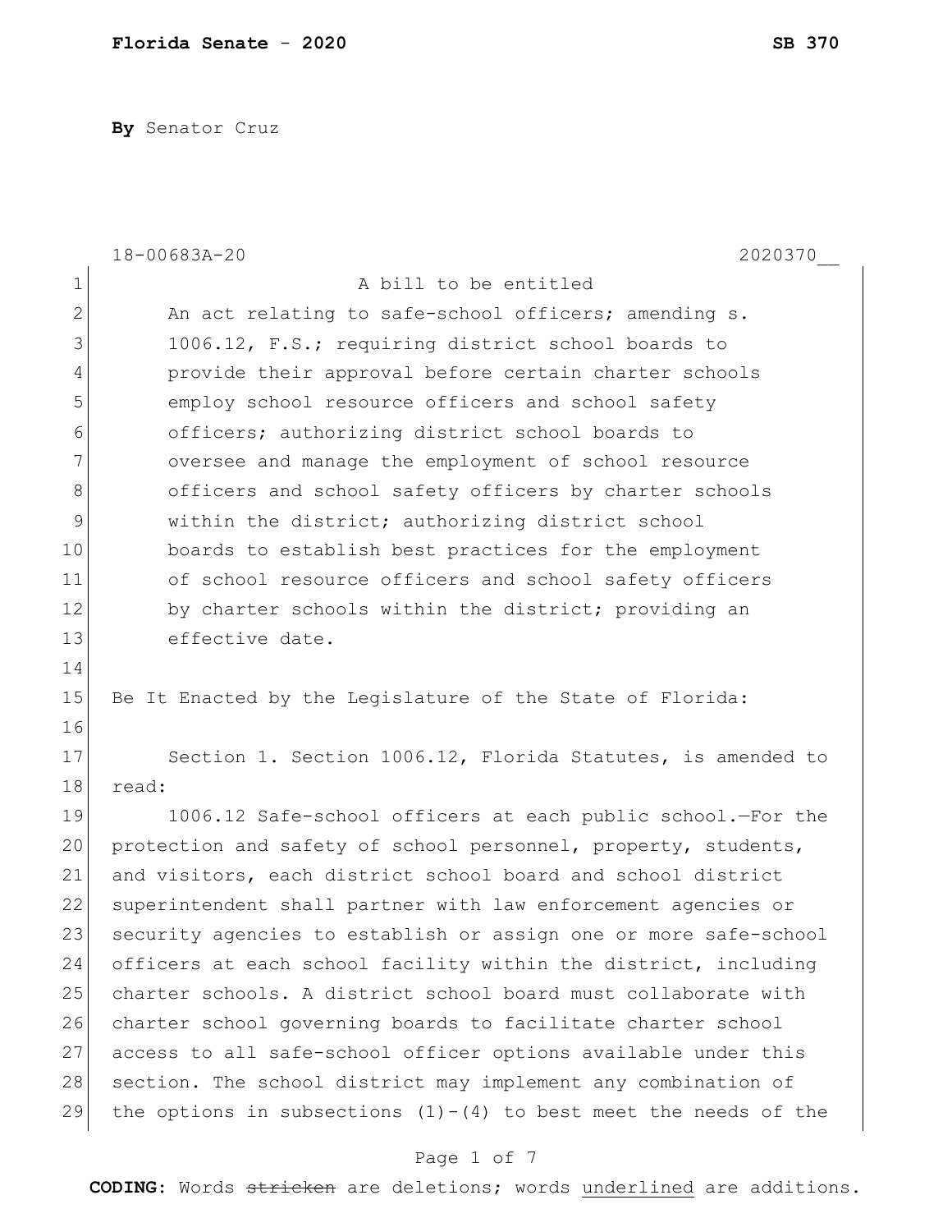**Florida Senate - 2020 SB 370**

**By** Senator Cruz

18-00683A-20 2020370__

A bill to be entitled

An act relating to safe-school officers; amending s. 1006.12, F.S.; requiring district school boards to provide their approval before certain charter schools employ school resource officers and school safety officers; authorizing district school boards to oversee and manage the employment of school resource officers and school safety officers by charter schools within the district; authorizing district school boards to establish best practices for the employment of school resource officers and school safety officers by charter schools within the district; providing an effective date.

Be It Enacted by the Legislature of the State of Florida:

Section 1. Section 1006.12, Florida Statutes, is amended to read:

1006.12 Safe-school officers at each public school.—For the protection and safety of school personnel, property, students, and visitors, each district school board and school district superintendent shall partner with law enforcement agencies or security agencies to establish or assign one or more safe-school officers at each school facility within the district, including charter schools. A district school board must collaborate with charter school governing boards to facilitate charter school access to all safe-school officer options available under this section. The school district may implement any combination of the options in subsections (1)-(4) to best meet the needs of the

**CODING:** Words ~~stricken~~ are deletions; words <u>underlined</u> are additions.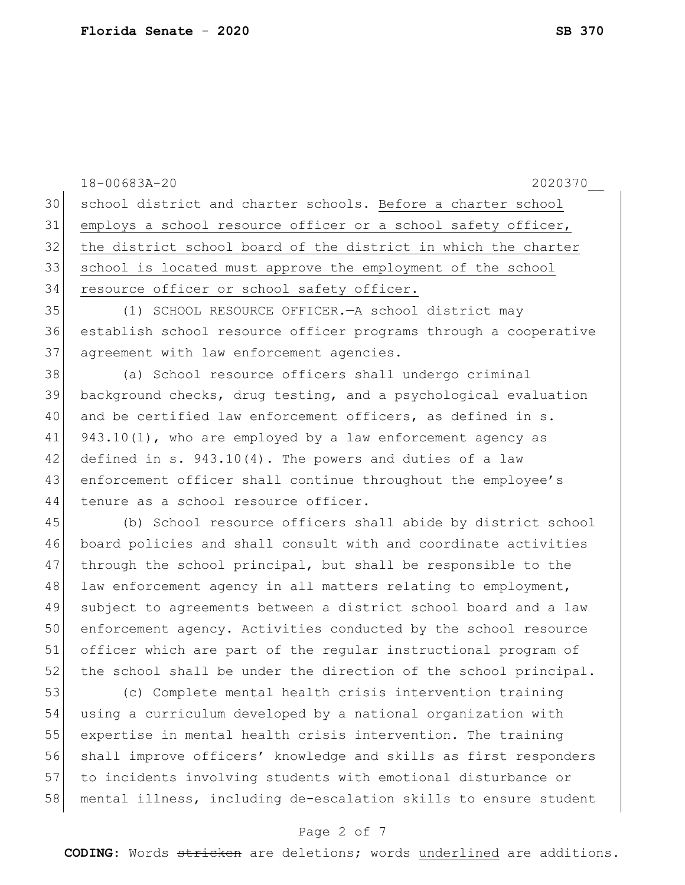school district and charter schools. <u>Before a charter school employs a school resource officer or a school safety officer, the district school board of the district in which the charter school is located must approve the employment of the school resource officer or school safety officer.</u>

(1) SCHOOL RESOURCE OFFICER.—A school district may establish school resource officer programs through a cooperative agreement with law enforcement agencies.

(a) School resource officers shall undergo criminal background checks, drug testing, and a psychological evaluation and be certified law enforcement officers, as defined in s. 943.10(1), who are employed by a law enforcement agency as defined in s. 943.10(4). The powers and duties of a law enforcement officer shall continue throughout the employee's tenure as a school resource officer.

(b) School resource officers shall abide by district school board policies and shall consult with and coordinate activities through the school principal, but shall be responsible to the law enforcement agency in all matters relating to employment, subject to agreements between a district school board and a law enforcement agency. Activities conducted by the school resource officer which are part of the regular instructional program of the school shall be under the direction of the school principal.

(c) Complete mental health crisis intervention training using a curriculum developed by a national organization with expertise in mental health crisis intervention. The training shall improve officers' knowledge and skills as first responders to incidents involving students with emotional disturbance or mental illness, including de-escalation skills to ensure student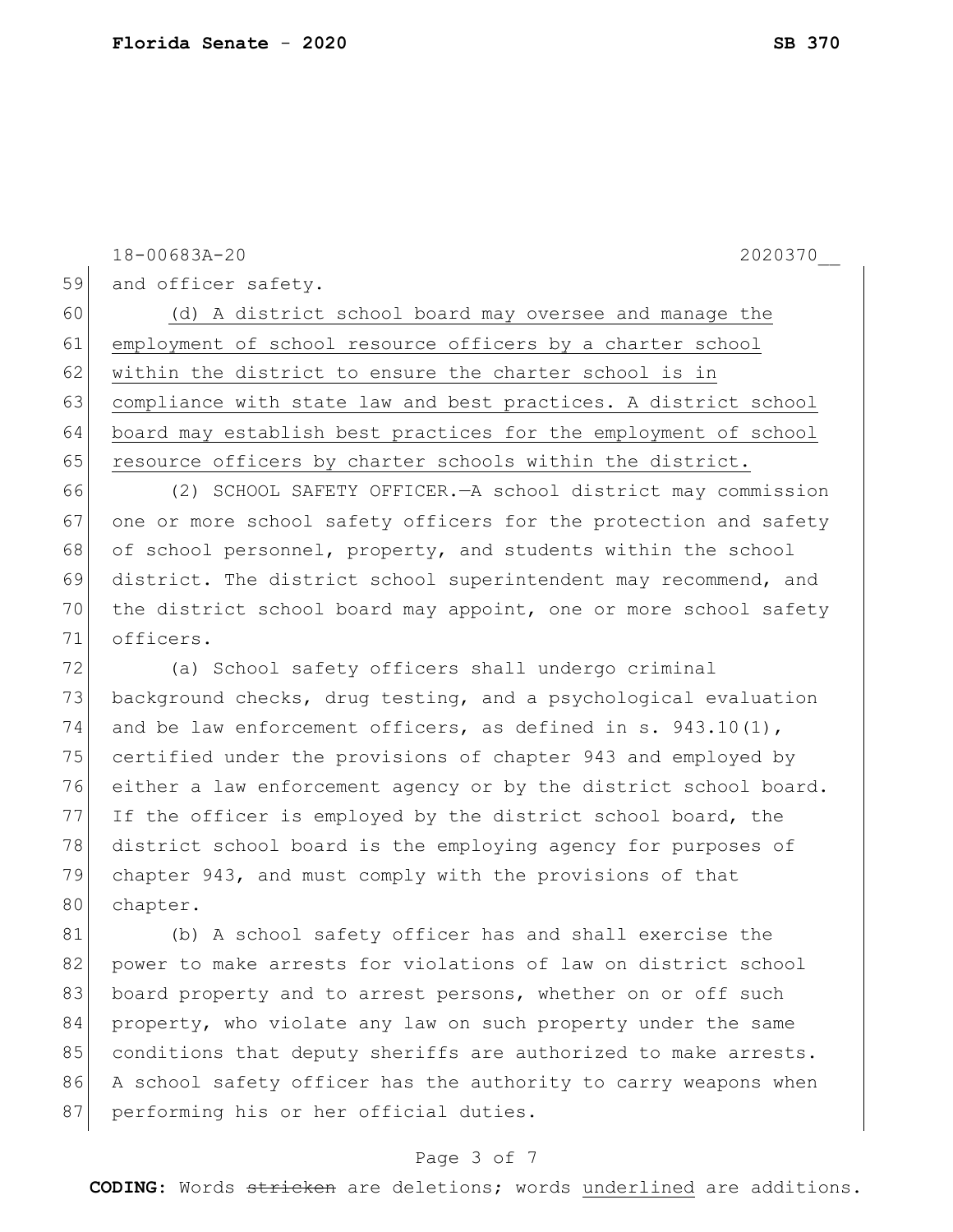and officer safety.

<u>(d) A district school board may oversee and manage the employment of school resource officers by a charter school within the district to ensure the charter school is in compliance with state law and best practices. A district school board may establish best practices for the employment of school resource officers by charter schools within the district.</u>

(2) SCHOOL SAFETY OFFICER.—A school district may commission one or more school safety officers for the protection and safety of school personnel, property, and students within the school district. The district school superintendent may recommend, and the district school board may appoint, one or more school safety officers.

(a) School safety officers shall undergo criminal background checks, drug testing, and a psychological evaluation and be law enforcement officers, as defined in s. 943.10(1), certified under the provisions of chapter 943 and employed by either a law enforcement agency or by the district school board. If the officer is employed by the district school board, the district school board is the employing agency for purposes of chapter 943, and must comply with the provisions of that chapter.

(b) A school safety officer has and shall exercise the power to make arrests for violations of law on district school board property and to arrest persons, whether on or off such property, who violate any law on such property under the same conditions that deputy sheriffs are authorized to make arrests. A school safety officer has the authority to carry weapons when performing his or her official duties.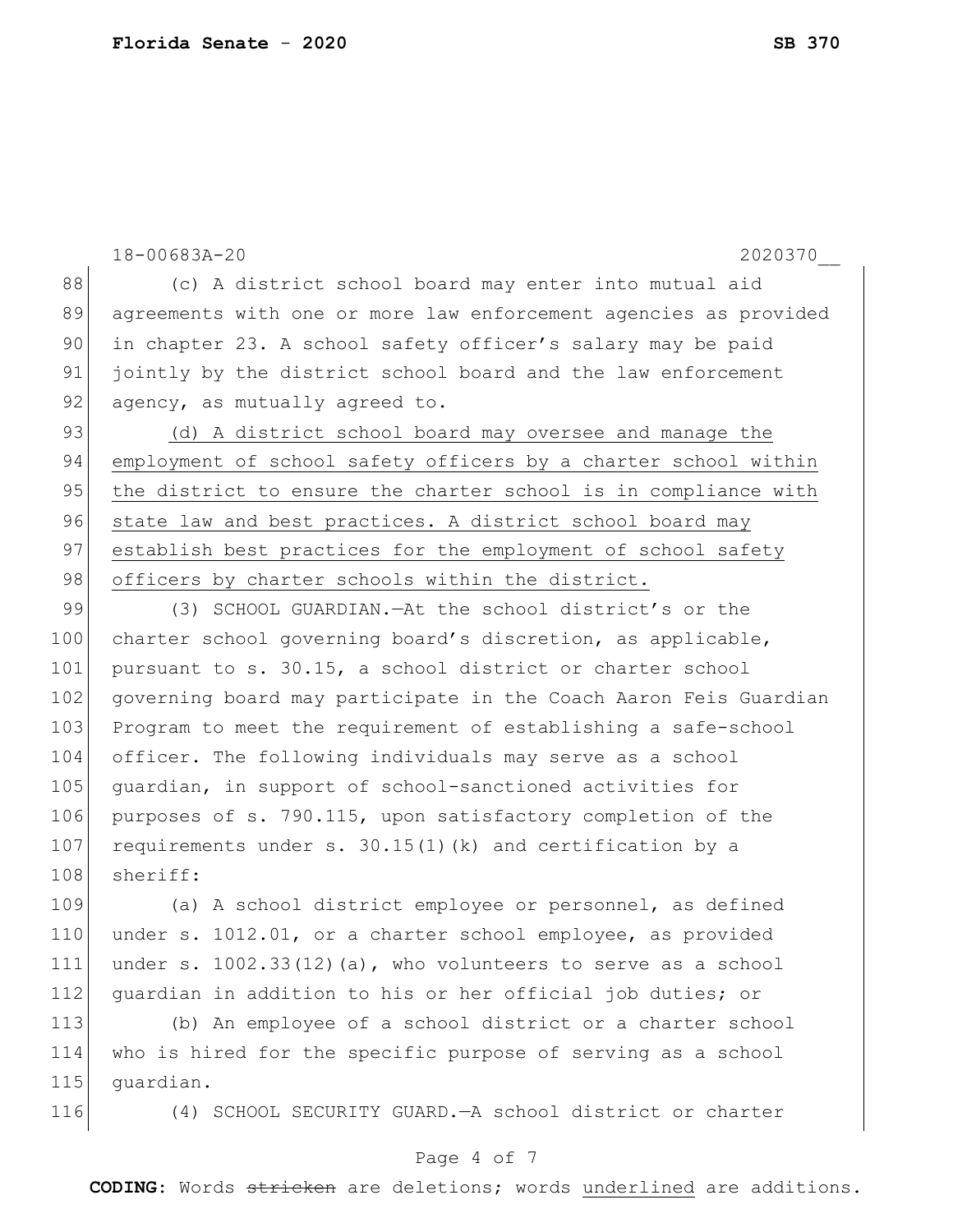(c) A district school board may enter into mutual aid agreements with one or more law enforcement agencies as provided in chapter 23. A school safety officer's salary may be paid jointly by the district school board and the law enforcement agency, as mutually agreed to.

<u>(d) A district school board may oversee and manage the employment of school safety officers by a charter school within the district to ensure the charter school is in compliance with state law and best practices. A district school board may establish best practices for the employment of school safety officers by charter schools within the district.</u>

(3) SCHOOL GUARDIAN.—At the school district's or the charter school governing board's discretion, as applicable, pursuant to s. 30.15, a school district or charter school governing board may participate in the Coach Aaron Feis Guardian Program to meet the requirement of establishing a safe-school officer. The following individuals may serve as a school guardian, in support of school-sanctioned activities for purposes of s. 790.115, upon satisfactory completion of the requirements under s. 30.15(1)(k) and certification by a sheriff:

(a) A school district employee or personnel, as defined under s. 1012.01, or a charter school employee, as provided under s. 1002.33(12)(a), who volunteers to serve as a school guardian in addition to his or her official job duties; or

(b) An employee of a school district or a charter school who is hired for the specific purpose of serving as a school guardian.

(4) SCHOOL SECURITY GUARD.—A school district or charter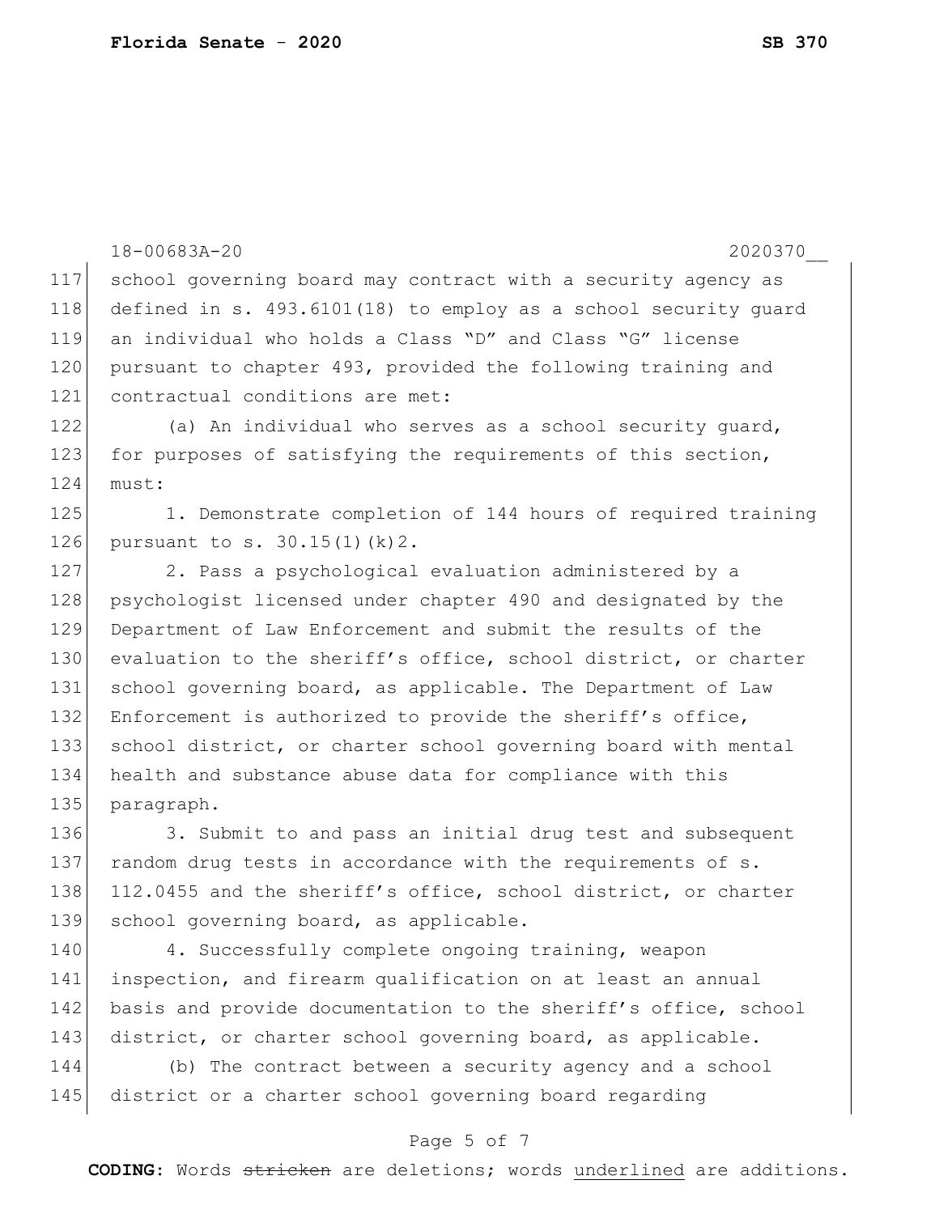school governing board may contract with a security agency as defined in s. 493.6101(18) to employ as a school security guard an individual who holds a Class "D" and Class "G" license pursuant to chapter 493, provided the following training and contractual conditions are met:

(a) An individual who serves as a school security guard, for purposes of satisfying the requirements of this section, must:

1. Demonstrate completion of 144 hours of required training pursuant to s. 30.15(1)(k)2.

2. Pass a psychological evaluation administered by a psychologist licensed under chapter 490 and designated by the Department of Law Enforcement and submit the results of the evaluation to the sheriff's office, school district, or charter school governing board, as applicable. The Department of Law Enforcement is authorized to provide the sheriff's office, school district, or charter school governing board with mental health and substance abuse data for compliance with this paragraph.

3. Submit to and pass an initial drug test and subsequent random drug tests in accordance with the requirements of s. 112.0455 and the sheriff's office, school district, or charter school governing board, as applicable.

4. Successfully complete ongoing training, weapon inspection, and firearm qualification on at least an annual basis and provide documentation to the sheriff's office, school district, or charter school governing board, as applicable.

(b) The contract between a security agency and a school district or a charter school governing board regarding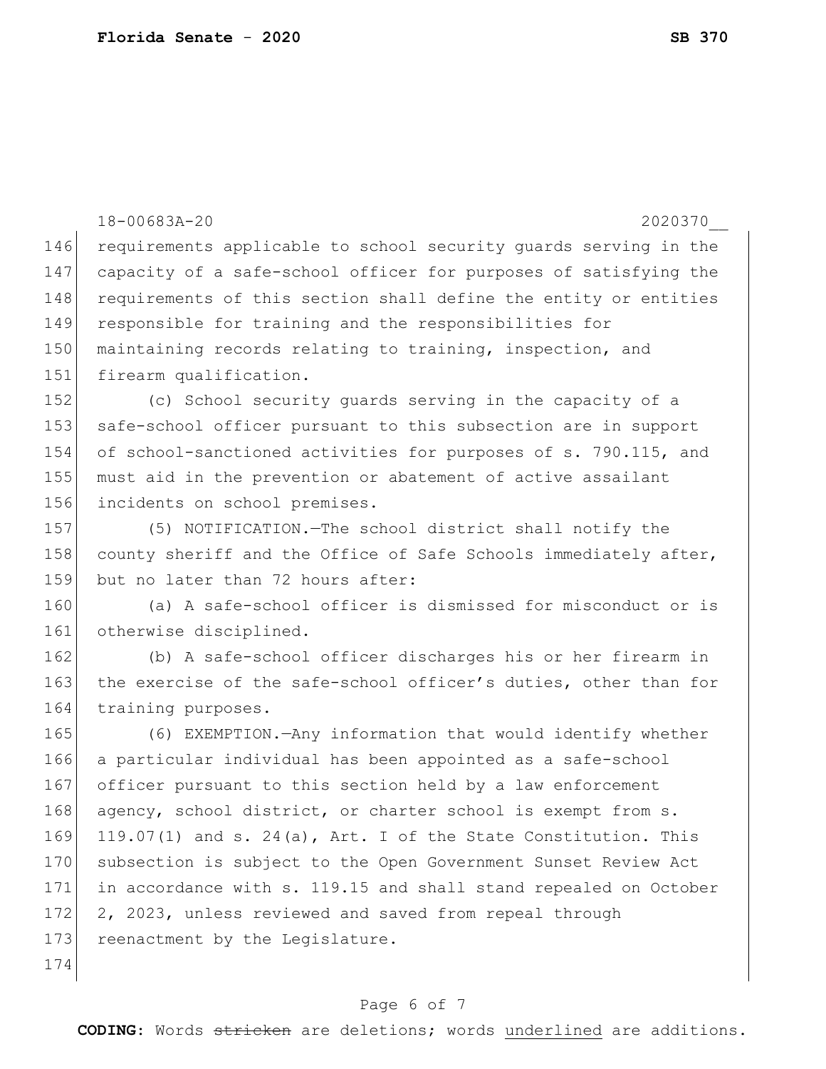requirements applicable to school security guards serving in the capacity of a safe-school officer for purposes of satisfying the requirements of this section shall define the entity or entities responsible for training and the responsibilities for maintaining records relating to training, inspection, and firearm qualification.

(c) School security guards serving in the capacity of a safe-school officer pursuant to this subsection are in support of school-sanctioned activities for purposes of s. 790.115, and must aid in the prevention or abatement of active assailant incidents on school premises.

(5) NOTIFICATION.—The school district shall notify the county sheriff and the Office of Safe Schools immediately after, but no later than 72 hours after:

(a) A safe-school officer is dismissed for misconduct or is otherwise disciplined.

(b) A safe-school officer discharges his or her firearm in the exercise of the safe-school officer's duties, other than for training purposes.

(6) EXEMPTION.—Any information that would identify whether a particular individual has been appointed as a safe-school officer pursuant to this section held by a law enforcement agency, school district, or charter school is exempt from s. 119.07(1) and s. 24(a), Art. I of the State Constitution. This subsection is subject to the Open Government Sunset Review Act in accordance with s. 119.15 and shall stand repealed on October 2, 2023, unless reviewed and saved from repeal through reenactment by the Legislature.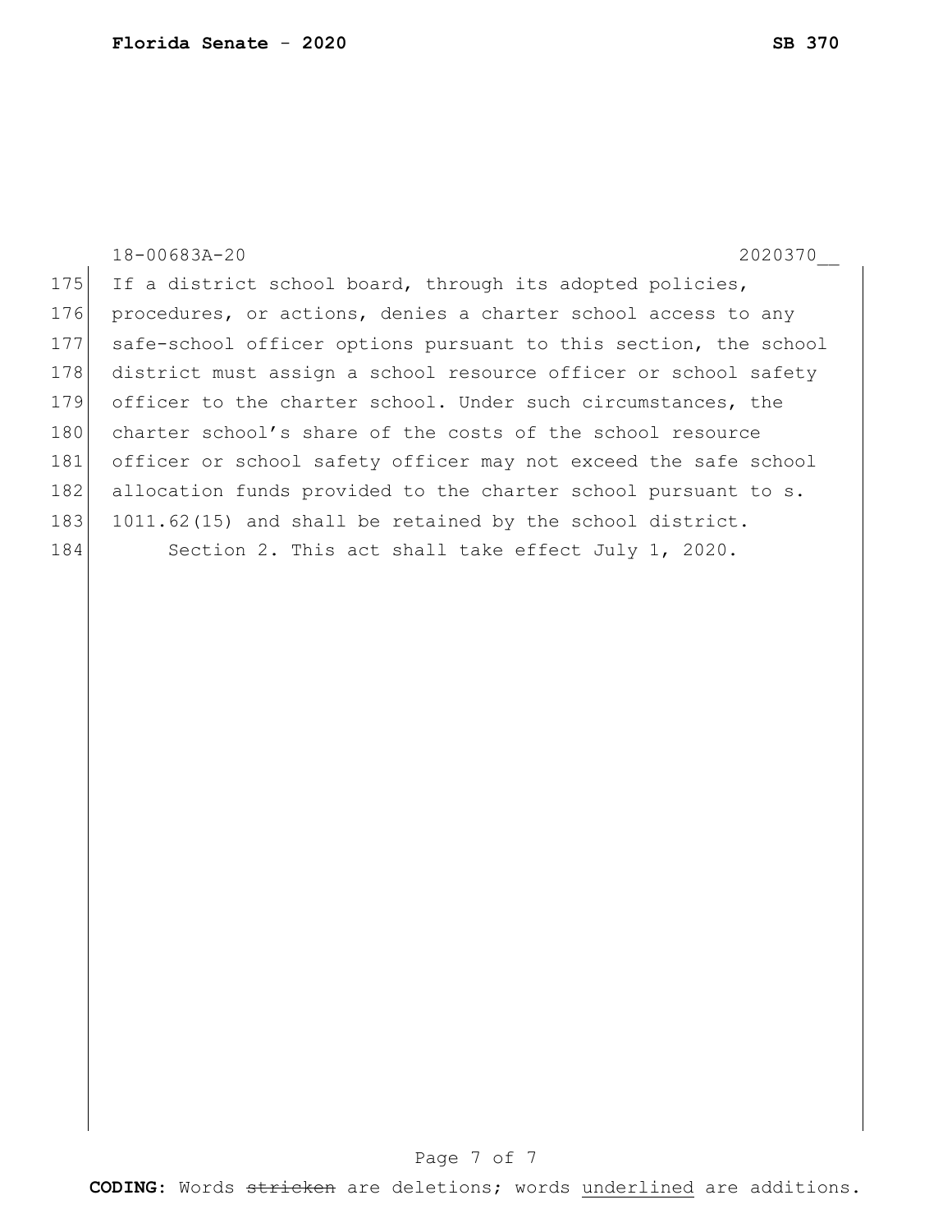If a district school board, through its adopted policies, procedures, or actions, denies a charter school access to any safe-school officer options pursuant to this section, the school district must assign a school resource officer or school safety officer to the charter school. Under such circumstances, the charter school's share of the costs of the school resource officer or school safety officer may not exceed the safe school allocation funds provided to the charter school pursuant to s. 1011.62(15) and shall be retained by the school district.

Section 2. This act shall take effect July 1, 2020.